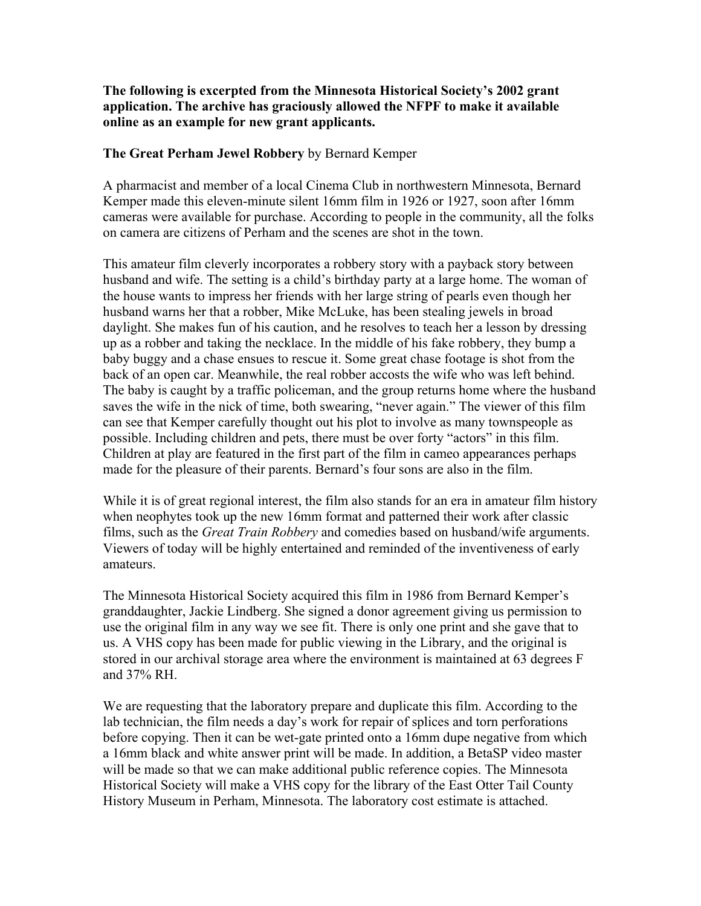**The following is excerpted from the Minnesota Historical Society's 2002 grant application. The archive has graciously allowed the NFPF to make it available online as an example for new grant applicants.**

**The Great Perham Jewel Robbery** by Bernard Kemper

A pharmacist and member of a local Cinema Club in northwestern Minnesota, Bernard Kemper made this eleven-minute silent 16mm film in 1926 or 1927, soon after 16mm cameras were available for purchase. According to people in the community, all the folks on camera are citizens of Perham and the scenes are shot in the town.

This amateur film cleverly incorporates a robbery story with a payback story between husband and wife. The setting is a child's birthday party at a large home. The woman of the house wants to impress her friends with her large string of pearls even though her husband warns her that a robber, Mike McLuke, has been stealing jewels in broad daylight. She makes fun of his caution, and he resolves to teach her a lesson by dressing up as a robber and taking the necklace. In the middle of his fake robbery, they bump a baby buggy and a chase ensues to rescue it. Some great chase footage is shot from the back of an open car. Meanwhile, the real robber accosts the wife who was left behind. The baby is caught by a traffic policeman, and the group returns home where the husband saves the wife in the nick of time, both swearing, "never again." The viewer of this film can see that Kemper carefully thought out his plot to involve as many townspeople as possible. Including children and pets, there must be over forty "actors" in this film. Children at play are featured in the first part of the film in cameo appearances perhaps made for the pleasure of their parents. Bernard's four sons are also in the film.

While it is of great regional interest, the film also stands for an era in amateur film history when neophytes took up the new 16mm format and patterned their work after classic films, such as the *Great Train Robbery* and comedies based on husband/wife arguments. Viewers of today will be highly entertained and reminded of the inventiveness of early amateurs.

The Minnesota Historical Society acquired this film in 1986 from Bernard Kemper's granddaughter, Jackie Lindberg. She signed a donor agreement giving us permission to use the original film in any way we see fit. There is only one print and she gave that to us. A VHS copy has been made for public viewing in the Library, and the original is stored in our archival storage area where the environment is maintained at 63 degrees F and 37% RH.

We are requesting that the laboratory prepare and duplicate this film. According to the lab technician, the film needs a day's work for repair of splices and torn perforations before copying. Then it can be wet-gate printed onto a 16mm dupe negative from which a 16mm black and white answer print will be made. In addition, a BetaSP video master will be made so that we can make additional public reference copies. The Minnesota Historical Society will make a VHS copy for the library of the East Otter Tail County History Museum in Perham, Minnesota. The laboratory cost estimate is attached.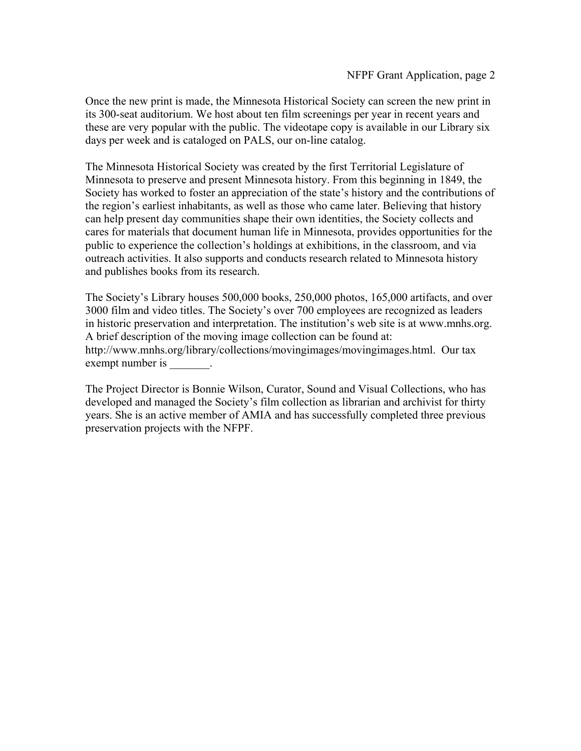Once the new print is made, the Minnesota Historical Society can screen the new print in its 300-seat auditorium. We host about ten film screenings per year in recent years and these are very popular with the public. The videotape copy is available in our Library six days per week and is cataloged on PALS, our on-line catalog.

The Minnesota Historical Society was created by the first Territorial Legislature of Minnesota to preserve and present Minnesota history. From this beginning in 1849, the Society has worked to foster an appreciation of the state's history and the contributions of the region's earliest inhabitants, as well as those who came later. Believing that history can help present day communities shape their own identities, the Society collects and cares for materials that document human life in Minnesota, provides opportunities for the public to experience the collection's holdings at exhibitions, in the classroom, and via outreach activities. It also supports and conducts research related to Minnesota history and publishes books from its research.

The Society's Library houses 500,000 books, 250,000 photos, 165,000 artifacts, and over 3000 film and video titles. The Society's over 700 employees are recognized as leaders in historic preservation and interpretation. The institution's web site is at www.mnhs.org. A brief description of the moving image collection can be found at: http://www.mnhs.org/library/collections/movingimages/movingimages.html. Our tax exempt number is _______.

The Project Director is Bonnie Wilson, Curator, Sound and Visual Collections, who has developed and managed the Society's film collection as librarian and archivist for thirty years. She is an active member of AMIA and has successfully completed three previous preservation projects with the NFPF.